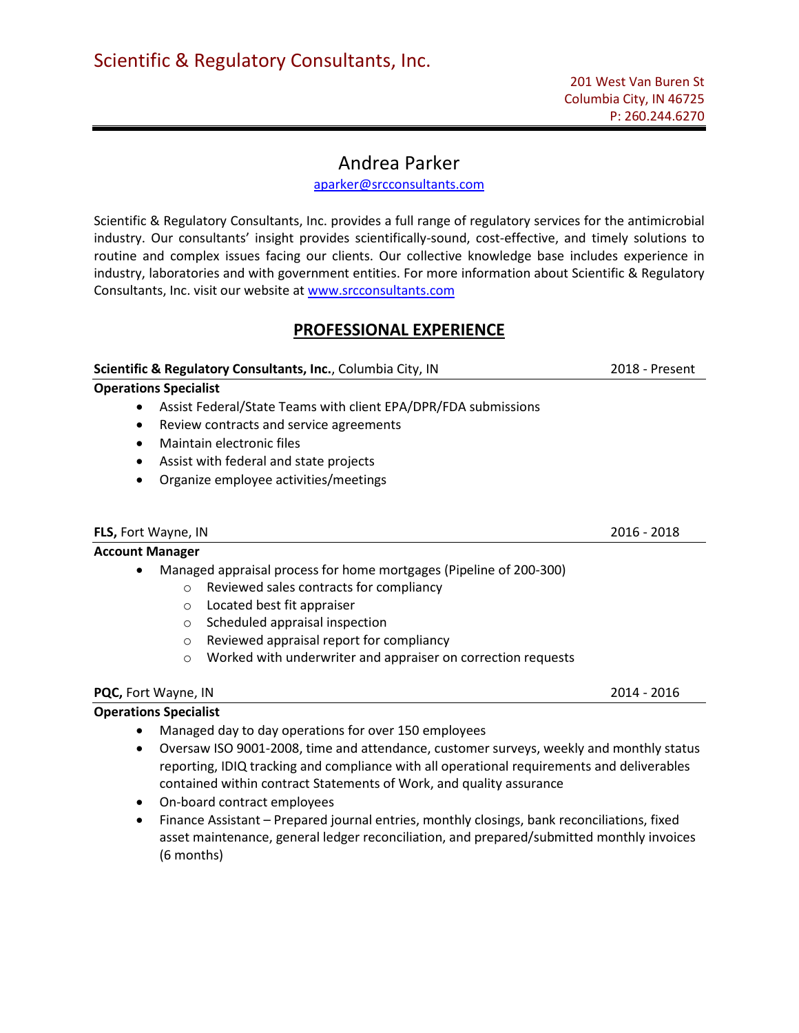Scientific & Regulatory Consultants, Inc.

201 West Van Buren St
Columbia City, IN 46725
P: 260.244.6270

# Andrea Parker

aparker@srcconsultants.com

Scientific & Regulatory Consultants, Inc. provides a full range of regulatory services for the antimicrobial industry. Our consultants' insight provides scientifically-sound, cost-effective, and timely solutions to routine and complex issues facing our clients. Our collective knowledge base includes experience in industry, laboratories and with government entities. For more information about Scientific & Regulatory Consultants, Inc. visit our website at www.srcconsultants.com

## PROFESSIONAL EXPERIENCE

**Scientific & Regulatory Consultants, Inc.**, Columbia City, IN — 2018 - Present

**Operations Specialist**

- Assist Federal/State Teams with client EPA/DPR/FDA submissions
- Review contracts and service agreements
- Maintain electronic files
- Assist with federal and state projects
- Organize employee activities/meetings

**FLS,** Fort Wayne, IN — 2016 - 2018

**Account Manager**

- Managed appraisal process for home mortgages (Pipeline of 200-300)
  - Reviewed sales contracts for compliancy
  - Located best fit appraiser
  - Scheduled appraisal inspection
  - Reviewed appraisal report for compliancy
  - Worked with underwriter and appraiser on correction requests

**PQC,** Fort Wayne, IN — 2014 - 2016

**Operations Specialist**

- Managed day to day operations for over 150 employees
- Oversaw ISO 9001-2008, time and attendance, customer surveys, weekly and monthly status reporting, IDIQ tracking and compliance with all operational requirements and deliverables contained within contract Statements of Work, and quality assurance
- On-board contract employees
- Finance Assistant – Prepared journal entries, monthly closings, bank reconciliations, fixed asset maintenance, general ledger reconciliation, and prepared/submitted monthly invoices (6 months)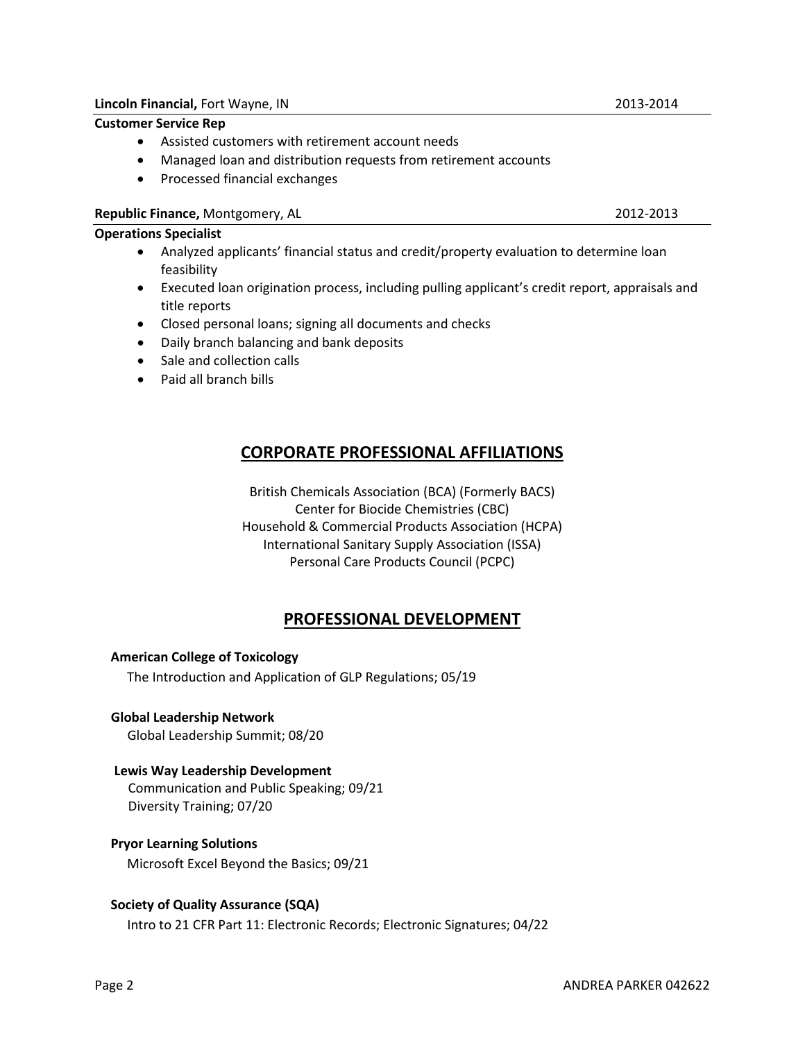**Lincoln Financial,** Fort Wayne, IN 2013-2014

**Customer Service Rep**

- Assisted customers with retirement account needs
- Managed loan and distribution requests from retirement accounts
- Processed financial exchanges

**Republic Finance,** Montgomery, AL 2012-2013

**Operations Specialist**

- Analyzed applicants' financial status and credit/property evaluation to determine loan feasibility
- Executed loan origination process, including pulling applicant's credit report, appraisals and title reports
- Closed personal loans; signing all documents and checks
- Daily branch balancing and bank deposits
- Sale and collection calls
- Paid all branch bills

## CORPORATE PROFESSIONAL AFFILIATIONS

British Chemicals Association (BCA) (Formerly BACS)
Center for Biocide Chemistries (CBC)
Household & Commercial Products Association (HCPA)
International Sanitary Supply Association (ISSA)
Personal Care Products Council (PCPC)

## PROFESSIONAL DEVELOPMENT

**American College of Toxicology**
The Introduction and Application of GLP Regulations; 05/19

**Global Leadership Network**
Global Leadership Summit; 08/20

**Lewis Way Leadership Development**
Communication and Public Speaking; 09/21
Diversity Training; 07/20

**Pryor Learning Solutions**
Microsoft Excel Beyond the Basics; 09/21

**Society of Quality Assurance (SQA)**
Intro to 21 CFR Part 11: Electronic Records; Electronic Signatures; 04/22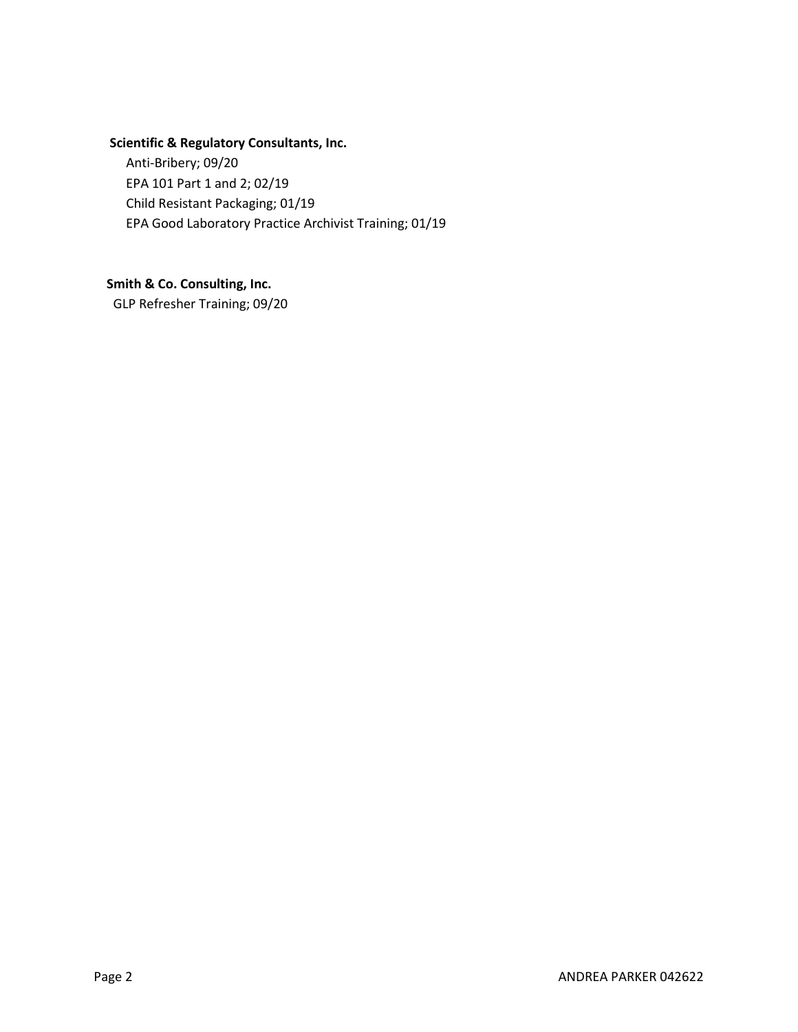**Scientific & Regulatory Consultants, Inc.**

Anti-Bribery; 09/20
EPA 101 Part 1 and 2; 02/19
Child Resistant Packaging; 01/19
EPA Good Laboratory Practice Archivist Training; 01/19

**Smith & Co. Consulting, Inc.**

GLP Refresher Training; 09/20